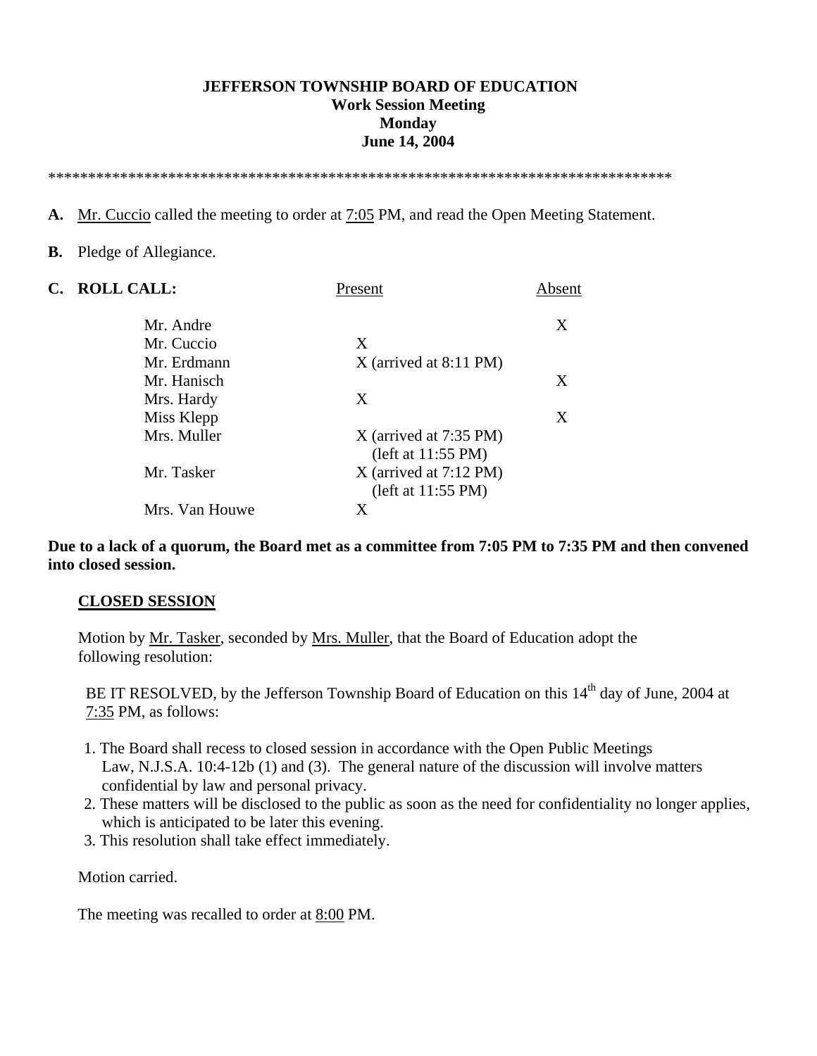**JEFFERSON TOWNSHIP BOARD OF EDUCATION**
**Work Session Meeting**
**Monday**
**June 14, 2004**

*******************************************************************************

**A.** Mr. Cuccio called the meeting to order at 7:05 PM, and read the Open Meeting Statement.

**B.** Pledge of Allegiance.

**C. ROLL CALL:**

| | Present | Absent |
|---|---|---|
| Mr. Andre | | X |
| Mr. Cuccio | X | |
| Mr. Erdmann | X (arrived at 8:11 PM) | |
| Mr. Hanisch | | X |
| Mrs. Hardy | X | |
| Miss Klepp | | X |
| Mrs. Muller | X (arrived at 7:35 PM) (left at 11:55 PM) | |
| Mr. Tasker | X (arrived at 7:12 PM) (left at 11:55 PM) | |
| Mrs. Van Houwe | X | |

**Due to a lack of a quorum, the Board met as a committee from 7:05 PM to 7:35 PM and then convened into closed session.**

**CLOSED SESSION**

Motion by Mr. Tasker, seconded by Mrs. Muller, that the Board of Education adopt the following resolution:

BE IT RESOLVED, by the Jefferson Township Board of Education on this 14th day of June, 2004 at 7:35 PM, as follows:

1. The Board shall recess to closed session in accordance with the Open Public Meetings Law, N.J.S.A. 10:4-12b (1) and (3). The general nature of the discussion will involve matters confidential by law and personal privacy.
2. These matters will be disclosed to the public as soon as the need for confidentiality no longer applies, which is anticipated to be later this evening.
3. This resolution shall take effect immediately.

Motion carried.

The meeting was recalled to order at 8:00 PM.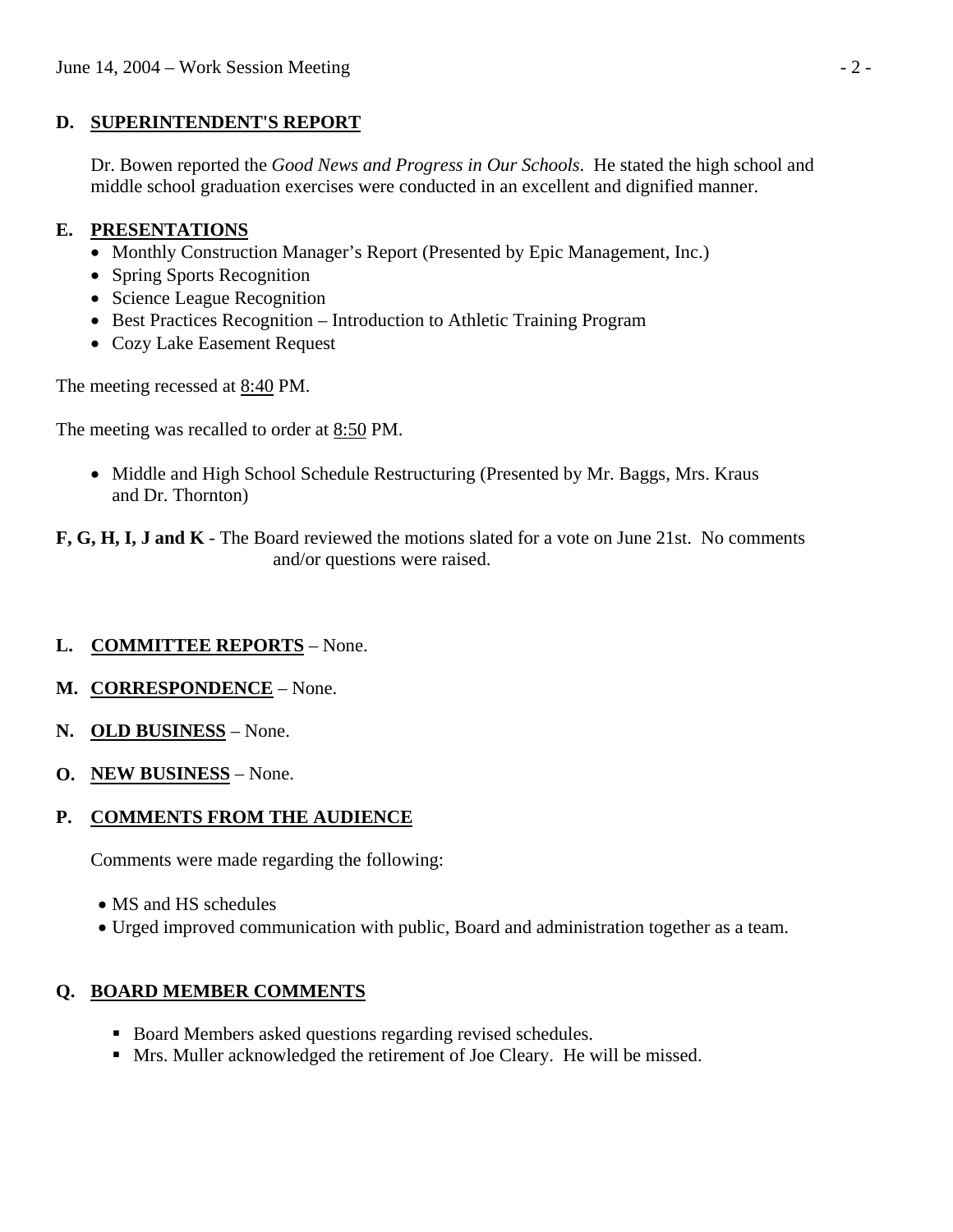## D. SUPERINTENDENT'S REPORT

Dr. Bowen reported the *Good News and Progress in Our Schools*. He stated the high school and middle school graduation exercises were conducted in an excellent and dignified manner.

## E. PRESENTATIONS

- Monthly Construction Manager's Report (Presented by Epic Management, Inc.)
- Spring Sports Recognition
- Science League Recognition
- Best Practices Recognition – Introduction to Athletic Training Program
- Cozy Lake Easement Request

The meeting recessed at 8:40 PM.

The meeting was recalled to order at 8:50 PM.

- Middle and High School Schedule Restructuring (Presented by Mr. Baggs, Mrs. Kraus and Dr. Thornton)

**F, G, H, I, J and K** - The Board reviewed the motions slated for a vote on June 21st. No comments and/or questions were raised.

## L. COMMITTEE REPORTS – None.

## M. CORRESPONDENCE – None.

## N. OLD BUSINESS – None.

## O. NEW BUSINESS – None.

## P. COMMENTS FROM THE AUDIENCE

Comments were made regarding the following:

- MS and HS schedules
- Urged improved communication with public, Board and administration together as a team.

## Q. BOARD MEMBER COMMENTS

- Board Members asked questions regarding revised schedules.
- Mrs. Muller acknowledged the retirement of Joe Cleary. He will be missed.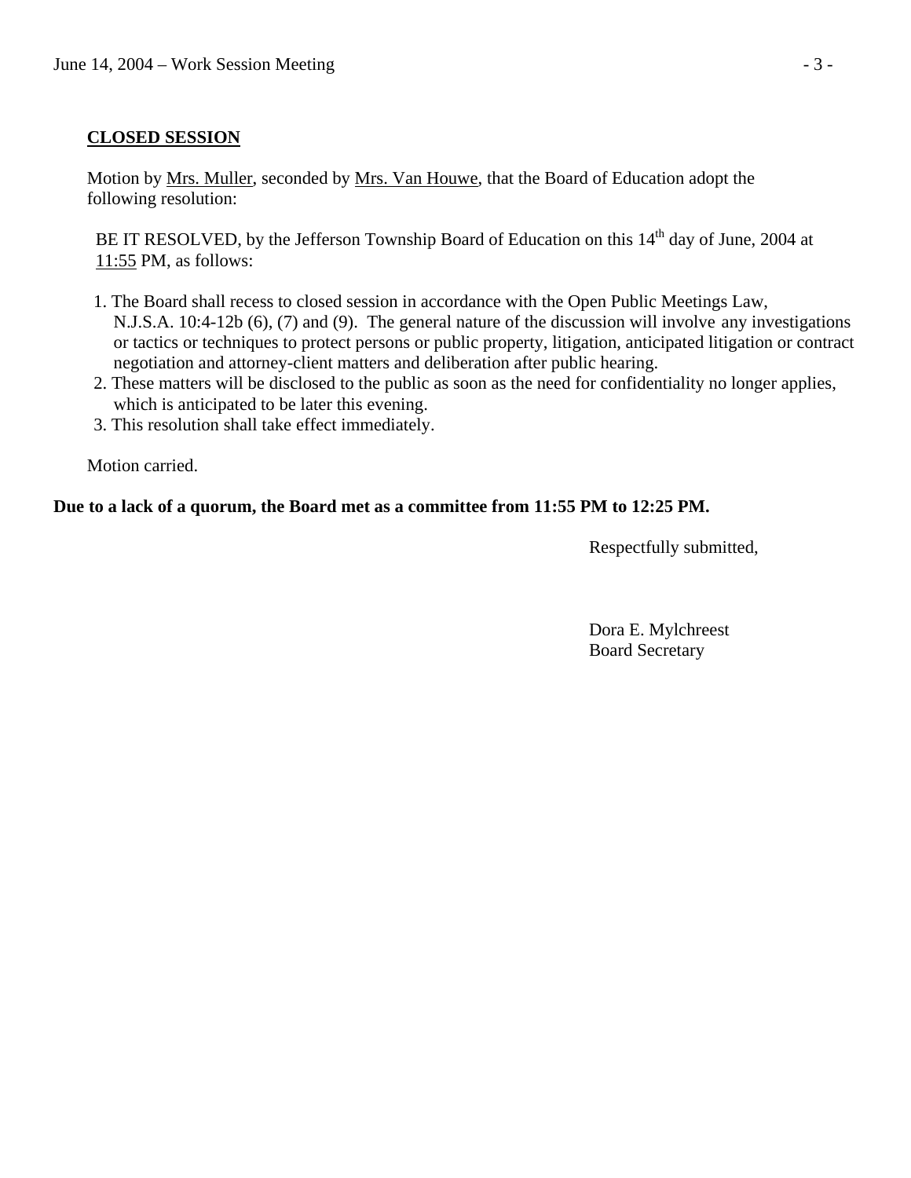**CLOSED SESSION**

Motion by Mrs. Muller, seconded by Mrs. Van Houwe, that the Board of Education adopt the following resolution:

BE IT RESOLVED, by the Jefferson Township Board of Education on this 14th day of June, 2004 at 11:55 PM, as follows:

1. The Board shall recess to closed session in accordance with the Open Public Meetings Law, N.J.S.A. 10:4-12b (6), (7) and (9). The general nature of the discussion will involve any investigations or tactics or techniques to protect persons or public property, litigation, anticipated litigation or contract negotiation and attorney-client matters and deliberation after public hearing.
2. These matters will be disclosed to the public as soon as the need for confidentiality no longer applies, which is anticipated to be later this evening.
3. This resolution shall take effect immediately.

Motion carried.

**Due to a lack of a quorum, the Board met as a committee from 11:55 PM to 12:25 PM.**

Respectfully submitted,

Dora E. Mylchreest
Board Secretary